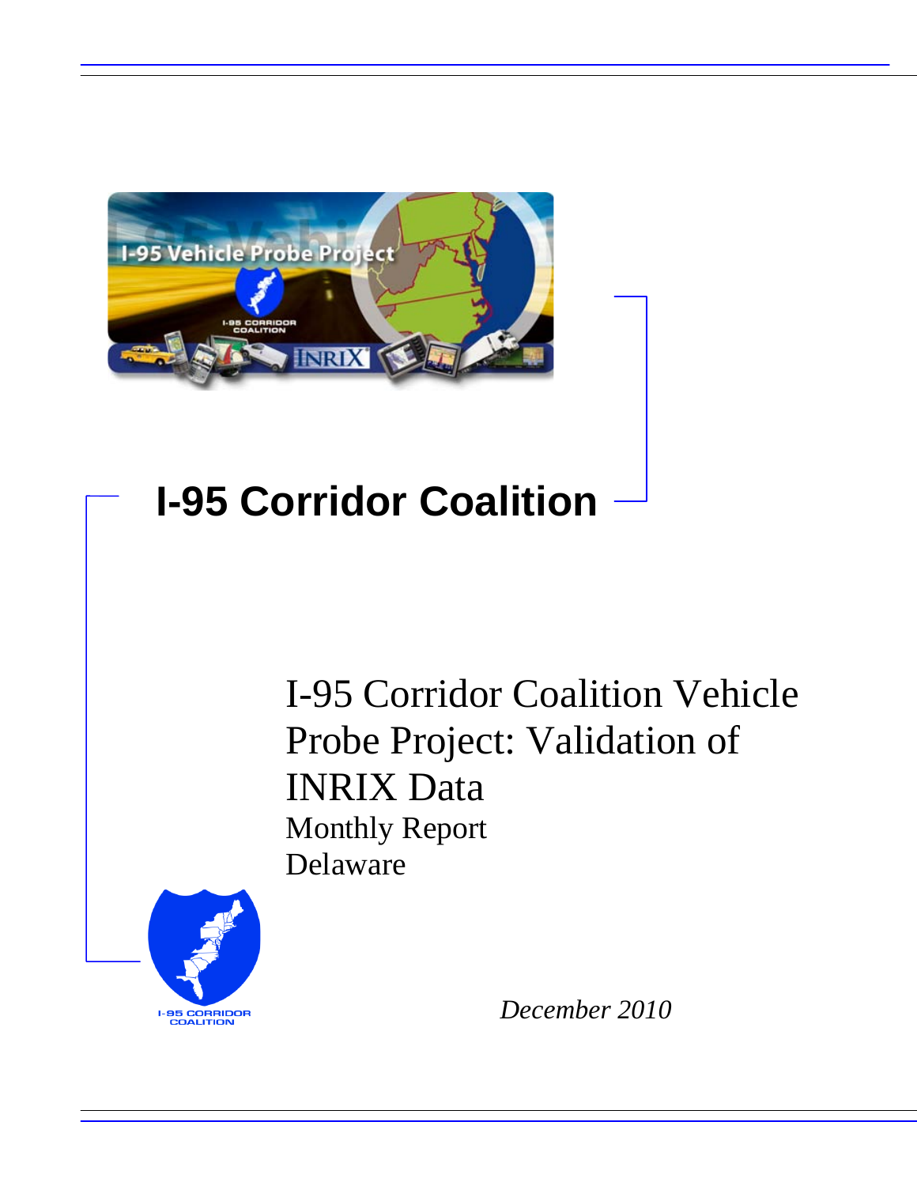# I-95 Corridor Coalition

## I-95 Corridor Coalition Vehicle Probe Project: Validation of INRIX Data

Monthly Report

Delaware

*December 2010*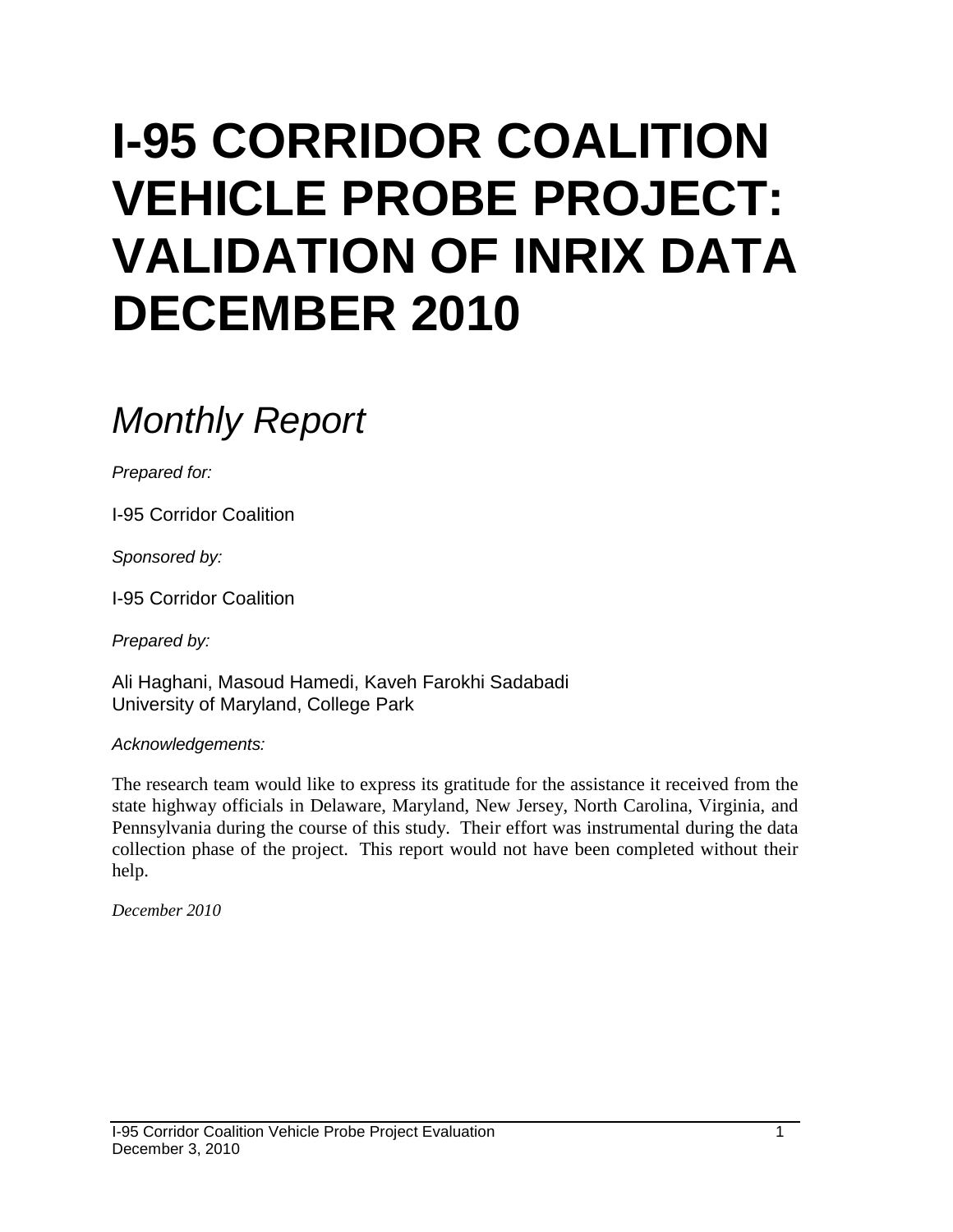# I-95 CORRIDOR COALITION VEHICLE PROBE PROJECT: VALIDATION OF INRIX DATA DECEMBER 2010

## *Monthly Report*

*Prepared for:*

I-95 Corridor Coalition

*Sponsored by:*

I-95 Corridor Coalition

*Prepared by:*

Ali Haghani, Masoud Hamedi, Kaveh Farokhi Sadabadi
University of Maryland, College Park

*Acknowledgements:*

The research team would like to express its gratitude for the assistance it received from the state highway officials in Delaware, Maryland, New Jersey, North Carolina, Virginia, and Pennsylvania during the course of this study. Their effort was instrumental during the data collection phase of the project. This report would not have been completed without their help.

*December 2010*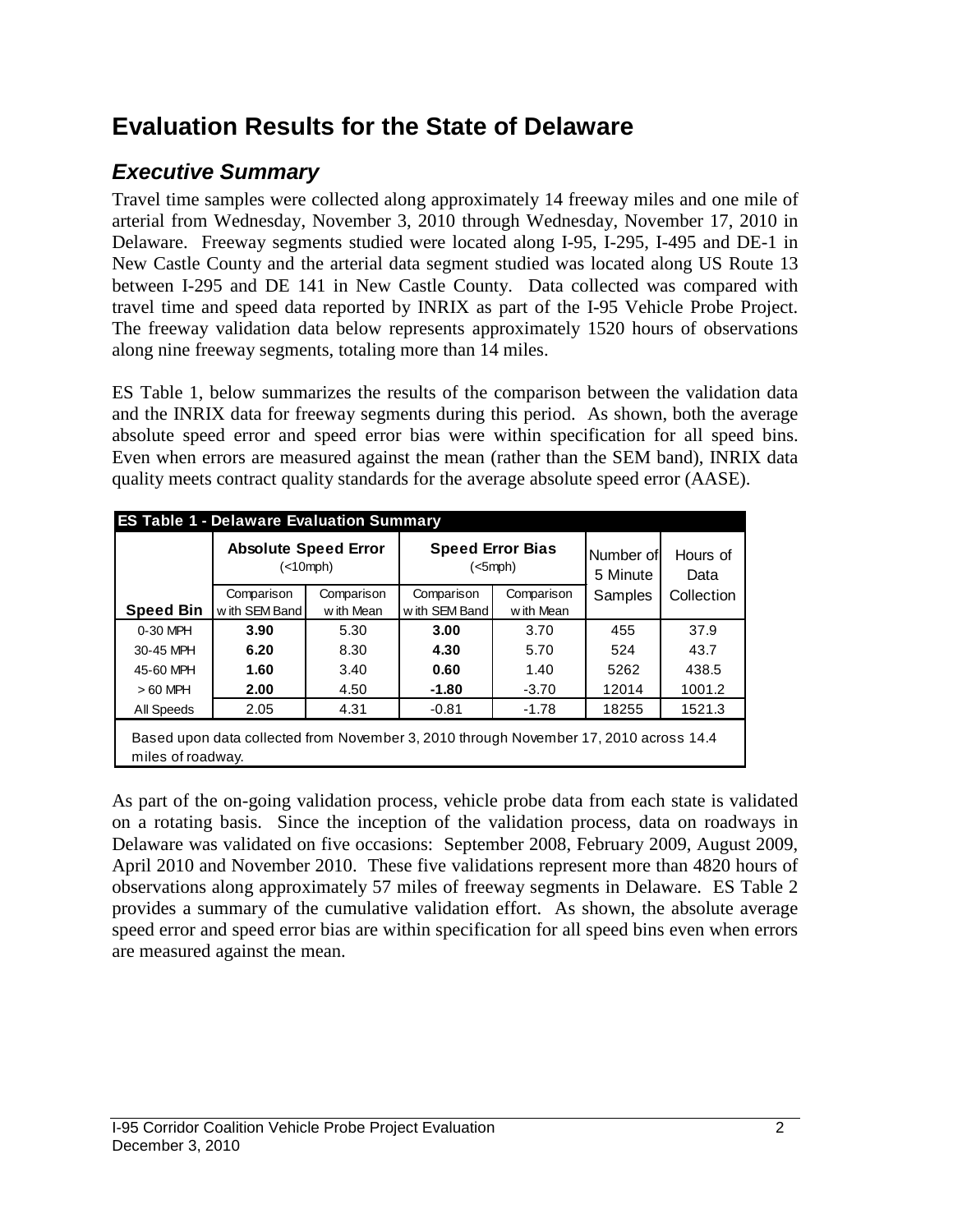# Evaluation Results for the State of Delaware

## *Executive Summary*

Travel time samples were collected along approximately 14 freeway miles and one mile of arterial from Wednesday, November 3, 2010 through Wednesday, November 17, 2010 in Delaware. Freeway segments studied were located along I-95, I-295, I-495 and DE-1 in New Castle County and the arterial data segment studied was located along US Route 13 between I-295 and DE 141 in New Castle County. Data collected was compared with travel time and speed data reported by INRIX as part of the I-95 Vehicle Probe Project. The freeway validation data below represents approximately 1520 hours of observations along nine freeway segments, totaling more than 14 miles.

ES Table 1, below summarizes the results of the comparison between the validation data and the INRIX data for freeway segments during this period. As shown, both the average absolute speed error and speed error bias were within specification for all speed bins. Even when errors are measured against the mean (rather than the SEM band), INRIX data quality meets contract quality standards for the average absolute speed error (AASE).

| ES Table 1 - Delaware Evaluation Summary | | | | | | |
|---|---|---|---|---|---|---|
| | **Absolute Speed Error** (<10mph) | | **Speed Error Bias** (<5mph) | | Number of 5 Minute Samples | Hours of Data Collection |
| **Speed Bin** | Comparison with SEM Band | Comparison with Mean | Comparison with SEM Band | Comparison with Mean | | |
| 0-30 MPH | **3.90** | 5.30 | **3.00** | 3.70 | 455 | 37.9 |
| 30-45 MPH | **6.20** | 8.30 | **4.30** | 5.70 | 524 | 43.7 |
| 45-60 MPH | **1.60** | 3.40 | **0.60** | 1.40 | 5262 | 438.5 |
| > 60 MPH | **2.00** | 4.50 | **-1.80** | -3.70 | 12014 | 1001.2 |
| All Speeds | 2.05 | 4.31 | -0.81 | -1.78 | 18255 | 1521.3 |

Based upon data collected from November 3, 2010 through November 17, 2010 across 14.4 miles of roadway.

As part of the on-going validation process, vehicle probe data from each state is validated on a rotating basis. Since the inception of the validation process, data on roadways in Delaware was validated on five occasions: September 2008, February 2009, August 2009, April 2010 and November 2010. These five validations represent more than 4820 hours of observations along approximately 57 miles of freeway segments in Delaware. ES Table 2 provides a summary of the cumulative validation effort. As shown, the absolute average speed error and speed error bias are within specification for all speed bins even when errors are measured against the mean.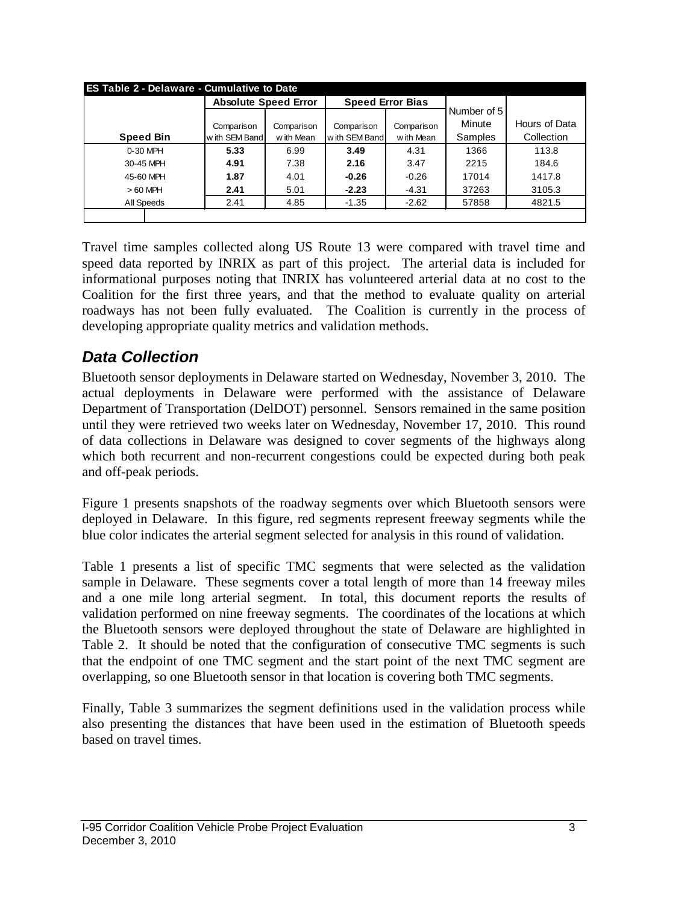| ES Table 2 - Delaware - Cumulative to Date | | | | | | |
|---|---|---|---|---|---|---|
| | Absolute Speed Error | | Speed Error Bias | | | |
| Speed Bin | Comparison with SEM Band | Comparison with Mean | Comparison with SEM Band | Comparison with Mean | Number of 5 Minute Samples | Hours of Data Collection |
| 0-30 MPH | **5.33** | 6.99 | **3.49** | 4.31 | 1366 | 113.8 |
| 30-45 MPH | **4.91** | 7.38 | **2.16** | 3.47 | 2215 | 184.6 |
| 45-60 MPH | **1.87** | 4.01 | **-0.26** | -0.26 | 17014 | 1417.8 |
| > 60 MPH | **2.41** | 5.01 | **-2.23** | -4.31 | 37263 | 3105.3 |
| All Speeds | 2.41 | 4.85 | -1.35 | -2.62 | 57858 | 4821.5 |

Travel time samples collected along US Route 13 were compared with travel time and speed data reported by INRIX as part of this project. The arterial data is included for informational purposes noting that INRIX has volunteered arterial data at no cost to the Coalition for the first three years, and that the method to evaluate quality on arterial roadways has not been fully evaluated. The Coalition is currently in the process of developing appropriate quality metrics and validation methods.

## *Data Collection*

Bluetooth sensor deployments in Delaware started on Wednesday, November 3, 2010. The actual deployments in Delaware were performed with the assistance of Delaware Department of Transportation (DelDOT) personnel. Sensors remained in the same position until they were retrieved two weeks later on Wednesday, November 17, 2010. This round of data collections in Delaware was designed to cover segments of the highways along which both recurrent and non-recurrent congestions could be expected during both peak and off-peak periods.

Figure 1 presents snapshots of the roadway segments over which Bluetooth sensors were deployed in Delaware. In this figure, red segments represent freeway segments while the blue color indicates the arterial segment selected for analysis in this round of validation.

Table 1 presents a list of specific TMC segments that were selected as the validation sample in Delaware. These segments cover a total length of more than 14 freeway miles and a one mile long arterial segment. In total, this document reports the results of validation performed on nine freeway segments. The coordinates of the locations at which the Bluetooth sensors were deployed throughout the state of Delaware are highlighted in Table 2. It should be noted that the configuration of consecutive TMC segments is such that the endpoint of one TMC segment and the start point of the next TMC segment are overlapping, so one Bluetooth sensor in that location is covering both TMC segments.

Finally, Table 3 summarizes the segment definitions used in the validation process while also presenting the distances that have been used in the estimation of Bluetooth speeds based on travel times.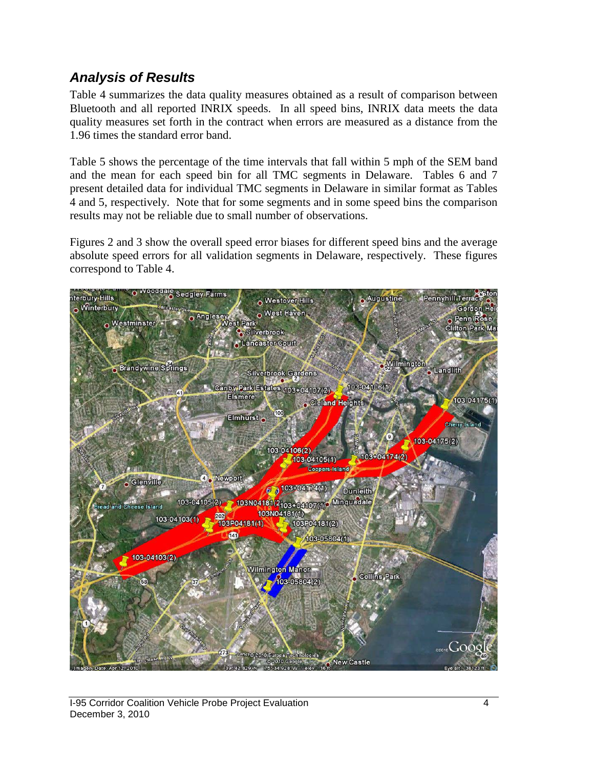## *Analysis of Results*

Table 4 summarizes the data quality measures obtained as a result of comparison between Bluetooth and all reported INRIX speeds. In all speed bins, INRIX data meets the data quality measures set forth in the contract when errors are measured as a distance from the 1.96 times the standard error band.

Table 5 shows the percentage of the time intervals that fall within 5 mph of the SEM band and the mean for each speed bin for all TMC segments in Delaware. Tables 6 and 7 present detailed data for individual TMC segments in Delaware in similar format as Tables 4 and 5, respectively. Note that for some segments and in some speed bins the comparison results may not be reliable due to small number of observations.

Figures 2 and 3 show the overall speed error biases for different speed bins and the average absolute speed errors for all validation segments in Delaware, respectively. These figures correspond to Table 4.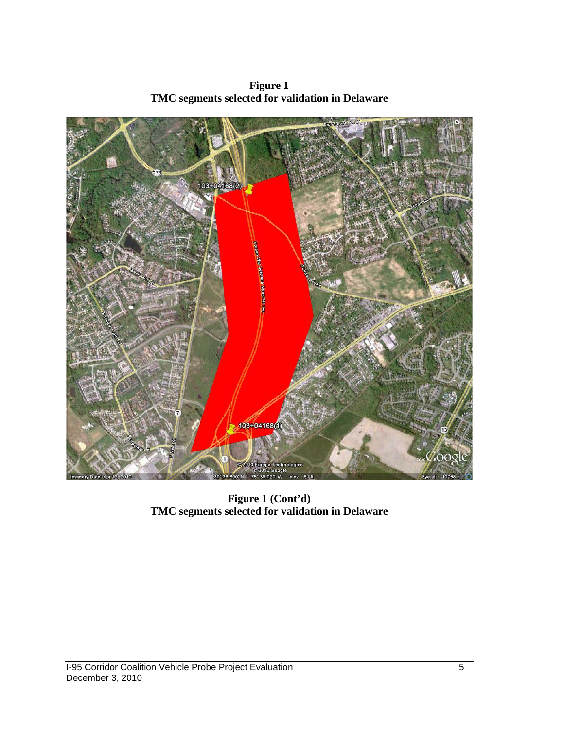**Figure 1**
**TMC segments selected for validation in Delaware**

**Figure 1 (Cont'd)**
**TMC segments selected for validation in Delaware**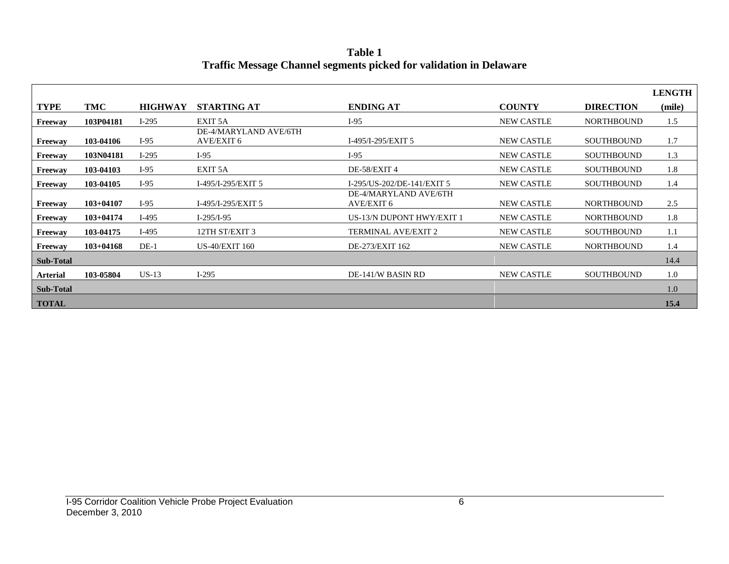**Table 1**
**Traffic Message Channel segments picked for validation in Delaware**

| TYPE | TMC | HIGHWAY | STARTING AT | ENDING AT | COUNTY | DIRECTION | LENGTH (mile) |
|---|---|---|---|---|---|---|---|
| **Freeway** | **103P04181** | I-295 | EXIT 5A | I-95 | NEW CASTLE | NORTHBOUND | 1.5 |
| **Freeway** | **103-04106** | I-95 | DE-4/MARYLAND AVE/6TH AVE/EXIT 6 | I-495/I-295/EXIT 5 | NEW CASTLE | SOUTHBOUND | 1.7 |
| **Freeway** | **103N04181** | I-295 | I-95 | I-95 | NEW CASTLE | SOUTHBOUND | 1.3 |
| **Freeway** | **103-04103** | I-95 | EXIT 5A | DE-58/EXIT 4 | NEW CASTLE | SOUTHBOUND | 1.8 |
| **Freeway** | **103-04105** | I-95 | I-495/I-295/EXIT 5 | I-295/US-202/DE-141/EXIT 5 | NEW CASTLE | SOUTHBOUND | 1.4 |
| **Freeway** | **103+04107** | I-95 | I-495/I-295/EXIT 5 | DE-4/MARYLAND AVE/6TH AVE/EXIT 6 | NEW CASTLE | NORTHBOUND | 2.5 |
| **Freeway** | **103+04174** | I-495 | I-295/I-95 | US-13/N DUPONT HWY/EXIT 1 | NEW CASTLE | NORTHBOUND | 1.8 |
| **Freeway** | **103-04175** | I-495 | 12TH ST/EXIT 3 | TERMINAL AVE/EXIT 2 | NEW CASTLE | SOUTHBOUND | 1.1 |
| **Freeway** | **103+04168** | DE-1 | US-40/EXIT 160 | DE-273/EXIT 162 | NEW CASTLE | NORTHBOUND | 1.4 |
| **Sub-Total** | | | | | | | 14.4 |
| **Arterial** | **103-05804** | US-13 | I-295 | DE-141/W BASIN RD | NEW CASTLE | SOUTHBOUND | 1.0 |
| **Sub-Total** | | | | | | | 1.0 |
| **TOTAL** | | | | | | | **15.4** |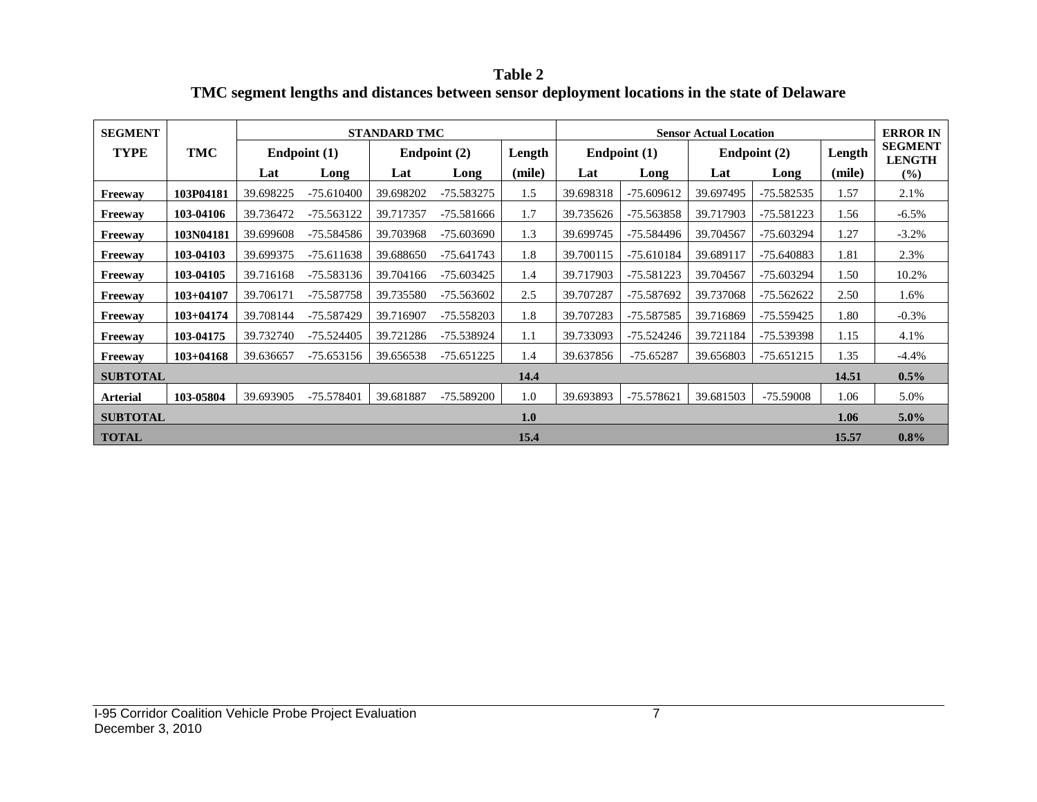**Table 2**
**TMC segment lengths and distances between sensor deployment locations in the state of Delaware**

| SEGMENT TYPE | TMC | STANDARD TMC | | | | | Sensor Actual Location | | | | | ERROR IN SEGMENT LENGTH |
|---|---|---|---|---|---|---|---|---|---|---|---|---|
| | | Endpoint (1) | | Endpoint (2) | | Length | Endpoint (1) | | Endpoint (2) | | Length | |
| | | Lat | Long | Lat | Long | (mile) | Lat | Long | Lat | Long | (mile) | (%) |
| **Freeway** | **103P04181** | 39.698225 | -75.610400 | 39.698202 | -75.583275 | 1.5 | 39.698318 | -75.609612 | 39.697495 | -75.582535 | 1.57 | 2.1% |
| **Freeway** | **103-04106** | 39.736472 | -75.563122 | 39.717357 | -75.581666 | 1.7 | 39.735626 | -75.563858 | 39.717903 | -75.581223 | 1.56 | -6.5% |
| **Freeway** | **103N04181** | 39.699608 | -75.584586 | 39.703968 | -75.603690 | 1.3 | 39.699745 | -75.584496 | 39.704567 | -75.603294 | 1.27 | -3.2% |
| **Freeway** | **103-04103** | 39.699375 | -75.611638 | 39.688650 | -75.641743 | 1.8 | 39.700115 | -75.610184 | 39.689117 | -75.640883 | 1.81 | 2.3% |
| **Freeway** | **103-04105** | 39.716168 | -75.583136 | 39.704166 | -75.603425 | 1.4 | 39.717903 | -75.581223 | 39.704567 | -75.603294 | 1.50 | 10.2% |
| **Freeway** | **103+04107** | 39.706171 | -75.587758 | 39.735580 | -75.563602 | 2.5 | 39.707287 | -75.587692 | 39.737068 | -75.562622 | 2.50 | 1.6% |
| **Freeway** | **103+04174** | 39.708144 | -75.587429 | 39.716907 | -75.558203 | 1.8 | 39.707283 | -75.587585 | 39.716869 | -75.559425 | 1.80 | -0.3% |
| **Freeway** | **103-04175** | 39.732740 | -75.524405 | 39.721286 | -75.538924 | 1.1 | 39.733093 | -75.524246 | 39.721184 | -75.539398 | 1.15 | 4.1% |
| **Freeway** | **103+04168** | 39.636657 | -75.653156 | 39.656538 | -75.651225 | 1.4 | 39.637856 | -75.65287 | 39.656803 | -75.651215 | 1.35 | -4.4% |
| **SUBTOTAL** | | | | | | **14.4** | | | | | **14.51** | **0.5%** |
| **Arterial** | **103-05804** | 39.693905 | -75.578401 | 39.681887 | -75.589200 | 1.0 | 39.693893 | -75.578621 | 39.681503 | -75.59008 | 1.06 | 5.0% |
| **SUBTOTAL** | | | | | | **1.0** | | | | | **1.06** | **5.0%** |
| **TOTAL** | | | | | | **15.4** | | | | | **15.57** | **0.8%** |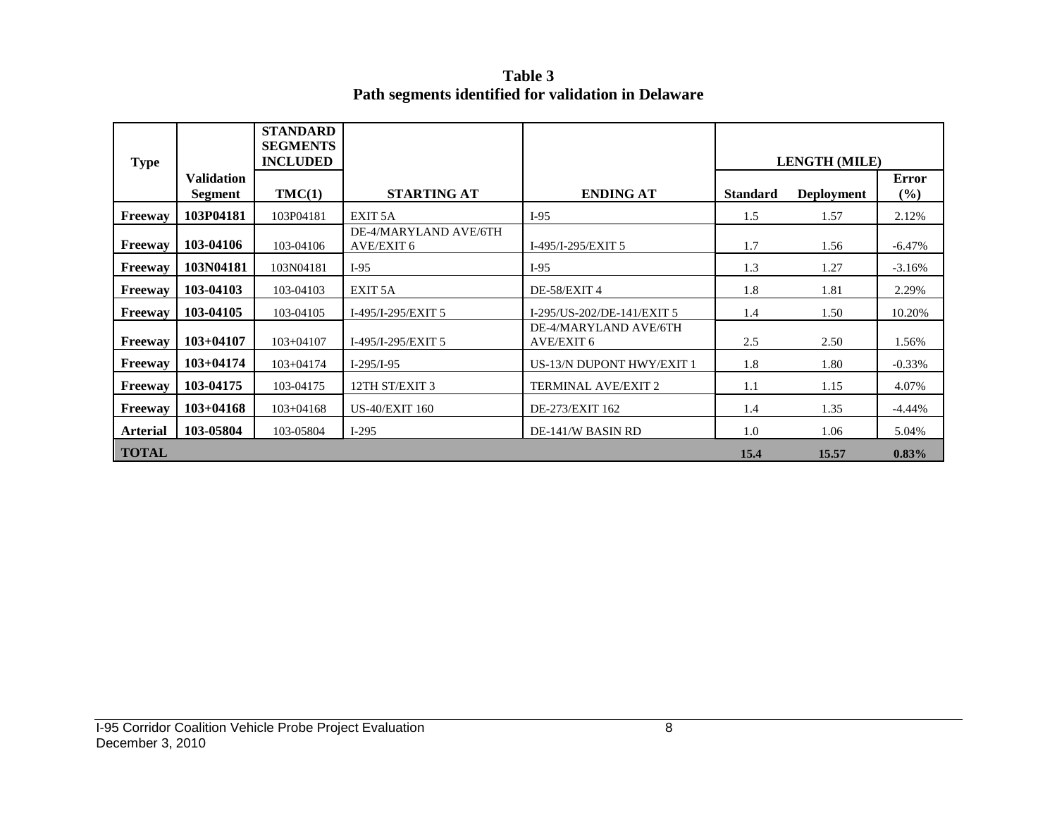**Table 3**
**Path segments identified for validation in Delaware**

| Type | Validation Segment | STANDARD SEGMENTS INCLUDED TMC(1) | STARTING AT | ENDING AT | LENGTH (MILE) Standard | Deployment | Error (%) |
|---|---|---|---|---|---|---|---|
| **Freeway** | **103P04181** | 103P04181 | EXIT 5A | I-95 | 1.5 | 1.57 | 2.12% |
| **Freeway** | **103-04106** | 103-04106 | DE-4/MARYLAND AVE/6TH AVE/EXIT 6 | I-495/I-295/EXIT 5 | 1.7 | 1.56 | -6.47% |
| **Freeway** | **103N04181** | 103N04181 | I-95 | I-95 | 1.3 | 1.27 | -3.16% |
| **Freeway** | **103-04103** | 103-04103 | EXIT 5A | DE-58/EXIT 4 | 1.8 | 1.81 | 2.29% |
| **Freeway** | **103-04105** | 103-04105 | I-495/I-295/EXIT 5 | I-295/US-202/DE-141/EXIT 5 | 1.4 | 1.50 | 10.20% |
| **Freeway** | **103+04107** | 103+04107 | I-495/I-295/EXIT 5 | DE-4/MARYLAND AVE/6TH AVE/EXIT 6 | 2.5 | 2.50 | 1.56% |
| **Freeway** | **103+04174** | 103+04174 | I-295/I-95 | US-13/N DUPONT HWY/EXIT 1 | 1.8 | 1.80 | -0.33% |
| **Freeway** | **103-04175** | 103-04175 | 12TH ST/EXIT 3 | TERMINAL AVE/EXIT 2 | 1.1 | 1.15 | 4.07% |
| **Freeway** | **103+04168** | 103+04168 | US-40/EXIT 160 | DE-273/EXIT 162 | 1.4 | 1.35 | -4.44% |
| **Arterial** | **103-05804** | 103-05804 | I-295 | DE-141/W BASIN RD | 1.0 | 1.06 | 5.04% |
| **TOTAL** | | | | | **15.4** | **15.57** | **0.83%** |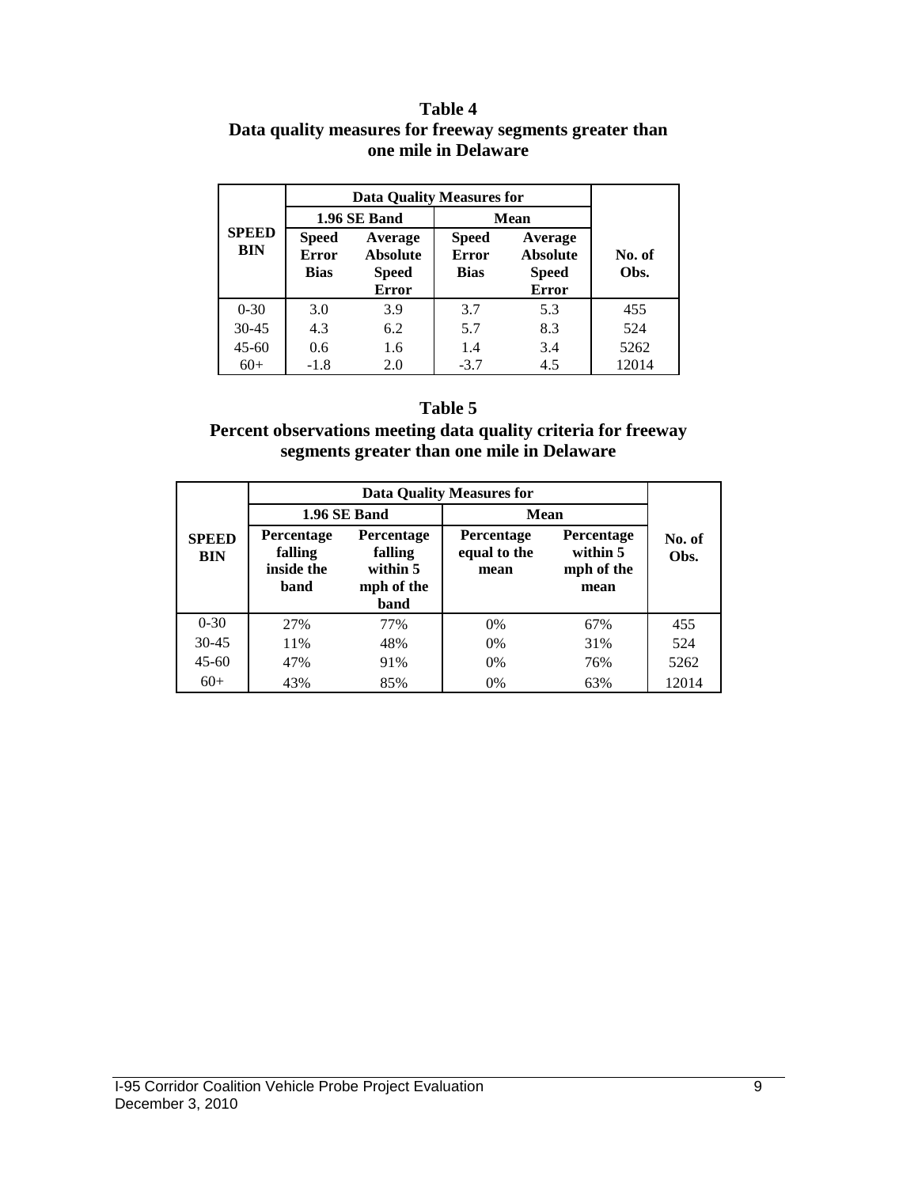**Table 4**
**Data quality measures for freeway segments greater than one mile in Delaware**

| SPEED BIN | Data Quality Measures for 1.96 SE Band | | Data Quality Measures for Mean | | No. of Obs. |
|---|---|---|---|---|---|
| | Speed Error Bias | Average Absolute Speed Error | Speed Error Bias | Average Absolute Speed Error | |
| 0-30 | 3.0 | 3.9 | 3.7 | 5.3 | 455 |
| 30-45 | 4.3 | 6.2 | 5.7 | 8.3 | 524 |
| 45-60 | 0.6 | 1.6 | 1.4 | 3.4 | 5262 |
| 60+ | -1.8 | 2.0 | -3.7 | 4.5 | 12014 |

**Table 5**
**Percent observations meeting data quality criteria for freeway segments greater than one mile in Delaware**

| SPEED BIN | Data Quality Measures for 1.96 SE Band | | Data Quality Measures for Mean | | No. of Obs. |
|---|---|---|---|---|---|
| | Percentage falling inside the band | Percentage falling within 5 mph of the band | Percentage equal to the mean | Percentage within 5 mph of the mean | |
| 0-30 | 27% | 77% | 0% | 67% | 455 |
| 30-45 | 11% | 48% | 0% | 31% | 524 |
| 45-60 | 47% | 91% | 0% | 76% | 5262 |
| 60+ | 43% | 85% | 0% | 63% | 12014 |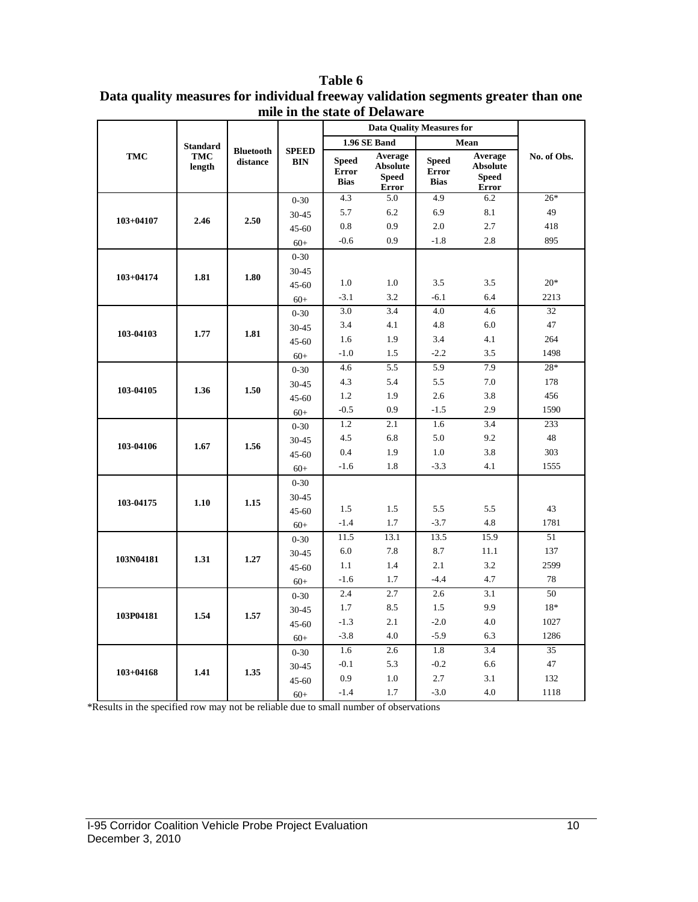**Table 6**
**Data quality measures for individual freeway validation segments greater than one mile in the state of Delaware**

| TMC | Standard TMC length | Bluetooth distance | SPEED BIN | Data Quality Measures for | | | | No. of Obs. |
|---|---|---|---|---|---|---|---|---|
| | | | | 1.96 SE Band | | Mean | | |
| | | | | Speed Error Bias | Average Absolute Speed Error | Speed Error Bias | Average Absolute Speed Error | |
| 103+04107 | 2.46 | 2.50 | 0-30 | 4.3 | 5.0 | 4.9 | 6.2 | 26* |
| | | | 30-45 | 5.7 | 6.2 | 6.9 | 8.1 | 49 |
| | | | 45-60 | 0.8 | 0.9 | 2.0 | 2.7 | 418 |
| | | | 60+ | -0.6 | 0.9 | -1.8 | 2.8 | 895 |
| 103+04174 | 1.81 | 1.80 | 0-30 | | | | | |
| | | | 30-45 | | | | | |
| | | | 45-60 | 1.0 | 1.0 | 3.5 | 3.5 | 20* |
| | | | 60+ | -3.1 | 3.2 | -6.1 | 6.4 | 2213 |
| 103-04103 | 1.77 | 1.81 | 0-30 | 3.0 | 3.4 | 4.0 | 4.6 | 32 |
| | | | 30-45 | 3.4 | 4.1 | 4.8 | 6.0 | 47 |
| | | | 45-60 | 1.6 | 1.9 | 3.4 | 4.1 | 264 |
| | | | 60+ | -1.0 | 1.5 | -2.2 | 3.5 | 1498 |
| 103-04105 | 1.36 | 1.50 | 0-30 | 4.6 | 5.5 | 5.9 | 7.9 | 28* |
| | | | 30-45 | 4.3 | 5.4 | 5.5 | 7.0 | 178 |
| | | | 45-60 | 1.2 | 1.9 | 2.6 | 3.8 | 456 |
| | | | 60+ | -0.5 | 0.9 | -1.5 | 2.9 | 1590 |
| 103-04106 | 1.67 | 1.56 | 0-30 | 1.2 | 2.1 | 1.6 | 3.4 | 233 |
| | | | 30-45 | 4.5 | 6.8 | 5.0 | 9.2 | 48 |
| | | | 45-60 | 0.4 | 1.9 | 1.0 | 3.8 | 303 |
| | | | 60+ | -1.6 | 1.8 | -3.3 | 4.1 | 1555 |
| 103-04175 | 1.10 | 1.15 | 0-30 | | | | | |
| | | | 30-45 | | | | | |
| | | | 45-60 | 1.5 | 1.5 | 5.5 | 5.5 | 43 |
| | | | 60+ | -1.4 | 1.7 | -3.7 | 4.8 | 1781 |
| 103N04181 | 1.31 | 1.27 | 0-30 | 11.5 | 13.1 | 13.5 | 15.9 | 51 |
| | | | 30-45 | 6.0 | 7.8 | 8.7 | 11.1 | 137 |
| | | | 45-60 | 1.1 | 1.4 | 2.1 | 3.2 | 2599 |
| | | | 60+ | -1.6 | 1.7 | -4.4 | 4.7 | 78 |
| 103P04181 | 1.54 | 1.57 | 0-30 | 2.4 | 2.7 | 2.6 | 3.1 | 50 |
| | | | 30-45 | 1.7 | 8.5 | 1.5 | 9.9 | 18* |
| | | | 45-60 | -1.3 | 2.1 | -2.0 | 4.0 | 1027 |
| | | | 60+ | -3.8 | 4.0 | -5.9 | 6.3 | 1286 |
| 103+04168 | 1.41 | 1.35 | 0-30 | 1.6 | 2.6 | 1.8 | 3.4 | 35 |
| | | | 30-45 | -0.1 | 5.3 | -0.2 | 6.6 | 47 |
| | | | 45-60 | 0.9 | 1.0 | 2.7 | 3.1 | 132 |
| | | | 60+ | -1.4 | 1.7 | -3.0 | 4.0 | 1118 |

*Results in the specified row may not be reliable due to small number of observations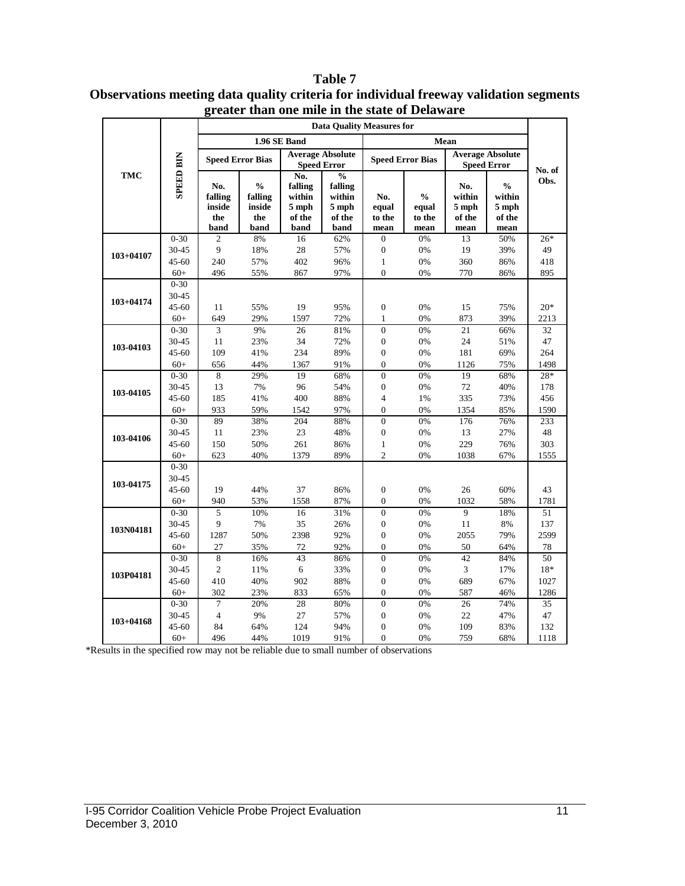**Table 7**
**Observations meeting data quality criteria for individual freeway validation segments greater than one mile in the state of Delaware**

| TMC | SPEED BIN | Data Quality Measures for | | | | | | | | No. of Obs. |
|---|---|---|---|---|---|---|---|---|---|---|
| | | 1.96 SE Band | | | | Mean | | | | |
| | | Speed Error Bias | | Average Absolute Speed Error | | Speed Error Bias | | Average Absolute Speed Error | | |
| | | No. falling inside the band | % falling inside the band | No. falling within 5 mph of the band | % falling within 5 mph of the band | No. equal to the mean | % equal to the mean | No. within 5 mph of the mean | % within 5 mph of the mean | |
| 103+04107 | 0-30 | 2 | 8% | 16 | 62% | 0 | 0% | 13 | 50% | 26* |
| | 30-45 | 9 | 18% | 28 | 57% | 0 | 0% | 19 | 39% | 49 |
| | 45-60 | 240 | 57% | 402 | 96% | 1 | 0% | 360 | 86% | 418 |
| | 60+ | 496 | 55% | 867 | 97% | 0 | 0% | 770 | 86% | 895 |
| 103+04174 | 0-30 | | | | | | | | | |
| | 30-45 | | | | | | | | | |
| | 45-60 | 11 | 55% | 19 | 95% | 0 | 0% | 15 | 75% | 20* |
| | 60+ | 649 | 29% | 1597 | 72% | 1 | 0% | 873 | 39% | 2213 |
| 103-04103 | 0-30 | 3 | 9% | 26 | 81% | 0 | 0% | 21 | 66% | 32 |
| | 30-45 | 11 | 23% | 34 | 72% | 0 | 0% | 24 | 51% | 47 |
| | 45-60 | 109 | 41% | 234 | 89% | 0 | 0% | 181 | 69% | 264 |
| | 60+ | 656 | 44% | 1367 | 91% | 0 | 0% | 1126 | 75% | 1498 |
| 103-04105 | 0-30 | 8 | 29% | 19 | 68% | 0 | 0% | 19 | 68% | 28* |
| | 30-45 | 13 | 7% | 96 | 54% | 0 | 0% | 72 | 40% | 178 |
| | 45-60 | 185 | 41% | 400 | 88% | 4 | 1% | 335 | 73% | 456 |
| | 60+ | 933 | 59% | 1542 | 97% | 0 | 0% | 1354 | 85% | 1590 |
| 103-04106 | 0-30 | 89 | 38% | 204 | 88% | 0 | 0% | 176 | 76% | 233 |
| | 30-45 | 11 | 23% | 23 | 48% | 0 | 0% | 13 | 27% | 48 |
| | 45-60 | 150 | 50% | 261 | 86% | 1 | 0% | 229 | 76% | 303 |
| | 60+ | 623 | 40% | 1379 | 89% | 2 | 0% | 1038 | 67% | 1555 |
| 103-04175 | 0-30 | | | | | | | | | |
| | 30-45 | | | | | | | | | |
| | 45-60 | 19 | 44% | 37 | 86% | 0 | 0% | 26 | 60% | 43 |
| | 60+ | 940 | 53% | 1558 | 87% | 0 | 0% | 1032 | 58% | 1781 |
| 103N04181 | 0-30 | 5 | 10% | 16 | 31% | 0 | 0% | 9 | 18% | 51 |
| | 30-45 | 9 | 7% | 35 | 26% | 0 | 0% | 11 | 8% | 137 |
| | 45-60 | 1287 | 50% | 2398 | 92% | 0 | 0% | 2055 | 79% | 2599 |
| | 60+ | 27 | 35% | 72 | 92% | 0 | 0% | 50 | 64% | 78 |
| 103P04181 | 0-30 | 8 | 16% | 43 | 86% | 0 | 0% | 42 | 84% | 50 |
| | 30-45 | 2 | 11% | 6 | 33% | 0 | 0% | 3 | 17% | 18* |
| | 45-60 | 410 | 40% | 902 | 88% | 0 | 0% | 689 | 67% | 1027 |
| | 60+ | 302 | 23% | 833 | 65% | 0 | 0% | 587 | 46% | 1286 |
| 103+04168 | 0-30 | 7 | 20% | 28 | 80% | 0 | 0% | 26 | 74% | 35 |
| | 30-45 | 4 | 9% | 27 | 57% | 0 | 0% | 22 | 47% | 47 |
| | 45-60 | 84 | 64% | 124 | 94% | 0 | 0% | 109 | 83% | 132 |
| | 60+ | 496 | 44% | 1019 | 91% | 0 | 0% | 759 | 68% | 1118 |

*Results in the specified row may not be reliable due to small number of observations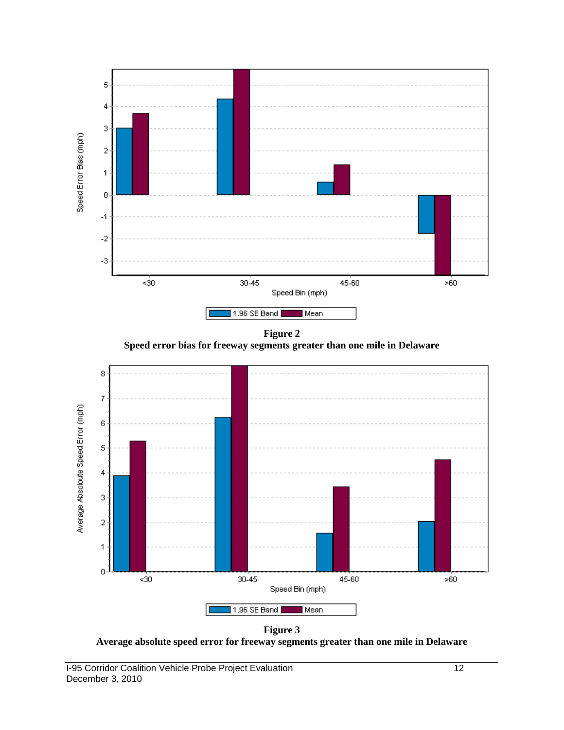**Figure 2**
**Speed error bias for freeway segments greater than one mile in Delaware**

**Figure 3**
**Average absolute speed error for freeway segments greater than one mile in Delaware**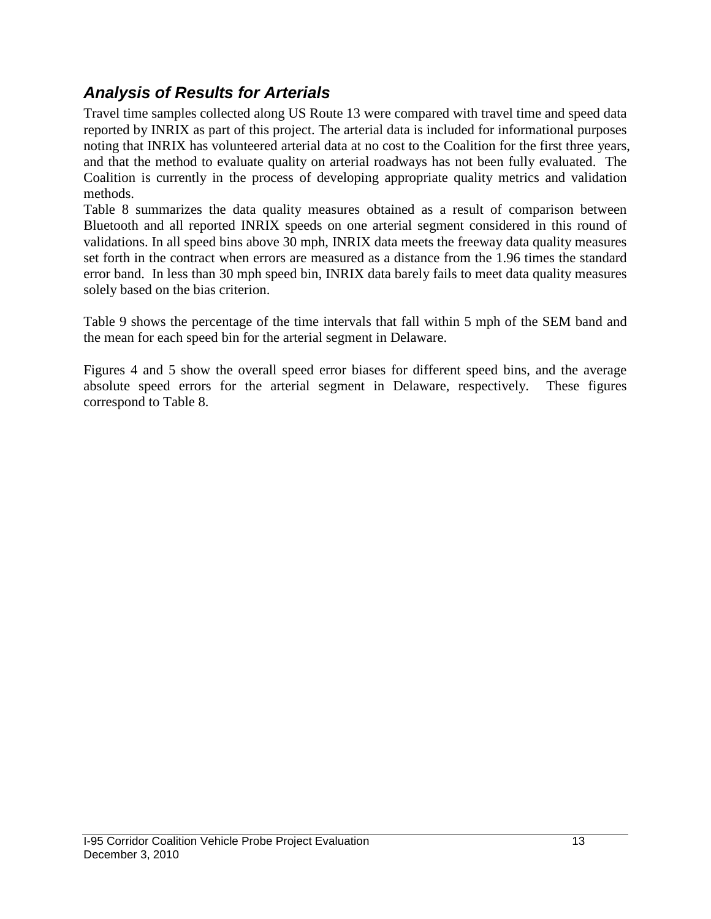### *Analysis of Results for Arterials*

Travel time samples collected along US Route 13 were compared with travel time and speed data reported by INRIX as part of this project. The arterial data is included for informational purposes noting that INRIX has volunteered arterial data at no cost to the Coalition for the first three years, and that the method to evaluate quality on arterial roadways has not been fully evaluated. The Coalition is currently in the process of developing appropriate quality metrics and validation methods.

Table 8 summarizes the data quality measures obtained as a result of comparison between Bluetooth and all reported INRIX speeds on one arterial segment considered in this round of validations. In all speed bins above 30 mph, INRIX data meets the freeway data quality measures set forth in the contract when errors are measured as a distance from the 1.96 times the standard error band. In less than 30 mph speed bin, INRIX data barely fails to meet data quality measures solely based on the bias criterion.

Table 9 shows the percentage of the time intervals that fall within 5 mph of the SEM band and the mean for each speed bin for the arterial segment in Delaware.

Figures 4 and 5 show the overall speed error biases for different speed bins, and the average absolute speed errors for the arterial segment in Delaware, respectively. These figures correspond to Table 8.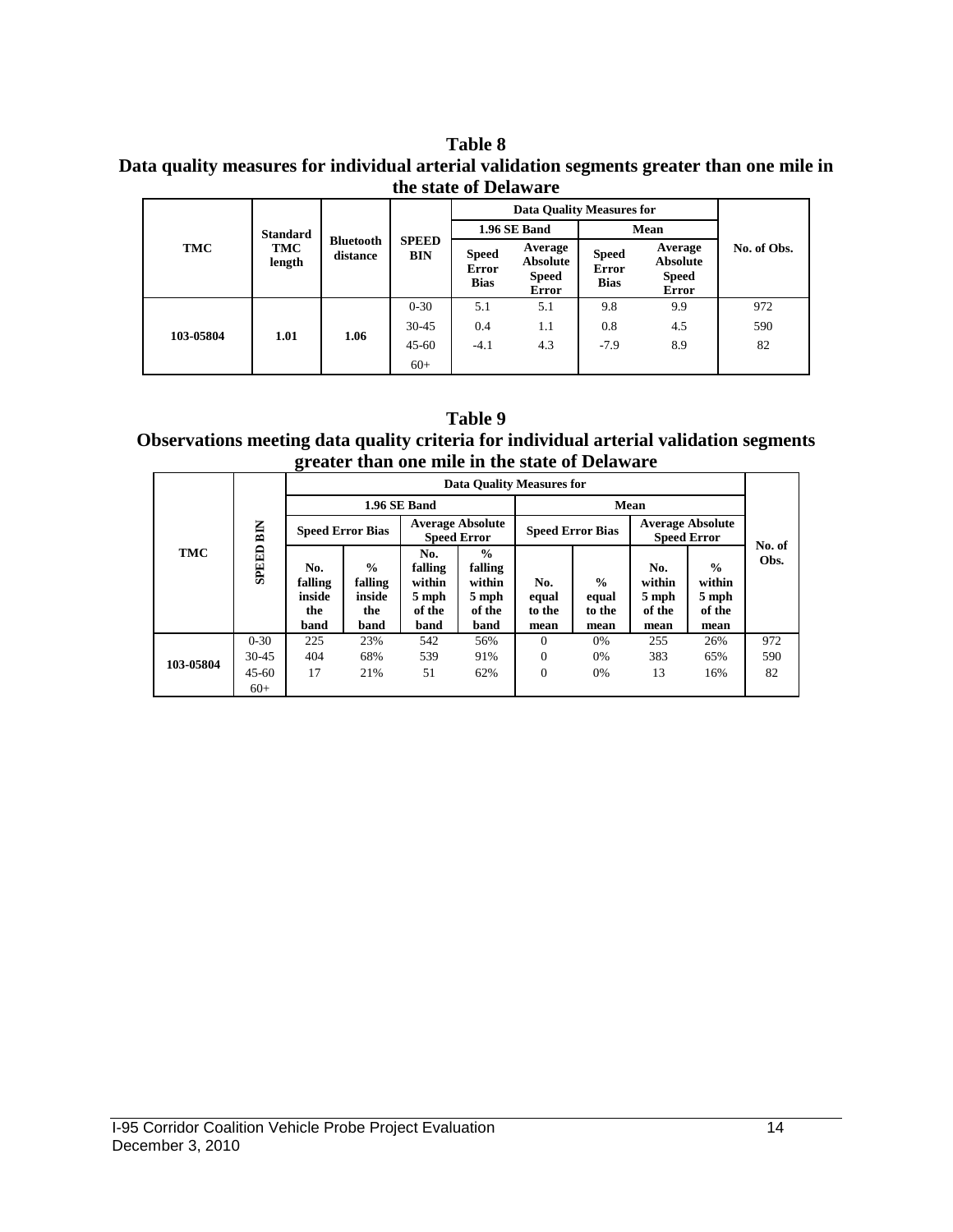**Table 8**
**Data quality measures for individual arterial validation segments greater than one mile in the state of Delaware**

| TMC | Standard TMC length | Bluetooth distance | SPEED BIN | Data Quality Measures for | | | | No. of Obs. |
|---|---|---|---|---|---|---|---|---|
| | | | | 1.96 SE Band | | Mean | | |
| | | | | Speed Error Bias | Average Absolute Speed Error | Speed Error Bias | Average Absolute Speed Error | |
| 103-05804 | 1.01 | 1.06 | 0-30 | 5.1 | 5.1 | 9.8 | 9.9 | 972 |
| | | | 30-45 | 0.4 | 1.1 | 0.8 | 4.5 | 590 |
| | | | 45-60 | -4.1 | 4.3 | -7.9 | 8.9 | 82 |
| | | | 60+ | | | | | |

**Table 9**
**Observations meeting data quality criteria for individual arterial validation segments greater than one mile in the state of Delaware**

| TMC | SPEED BIN | Data Quality Measures for | | | | | | | | No. of Obs. |
|---|---|---|---|---|---|---|---|---|---|---|
| | | 1.96 SE Band | | | | Mean | | | | |
| | | Speed Error Bias | | Average Absolute Speed Error | | Speed Error Bias | | Average Absolute Speed Error | | |
| | | No. falling inside the band | % falling inside the band | No. falling within 5 mph of the band | % falling within 5 mph of the band | No. equal to the mean | % equal to the mean | No. within 5 mph of the mean | % within 5 mph of the mean | |
| 103-05804 | 0-30 | 225 | 23% | 542 | 56% | 0 | 0% | 255 | 26% | 972 |
| | 30-45 | 404 | 68% | 539 | 91% | 0 | 0% | 383 | 65% | 590 |
| | 45-60 | 17 | 21% | 51 | 62% | 0 | 0% | 13 | 16% | 82 |
| | 60+ | | | | | | | | | |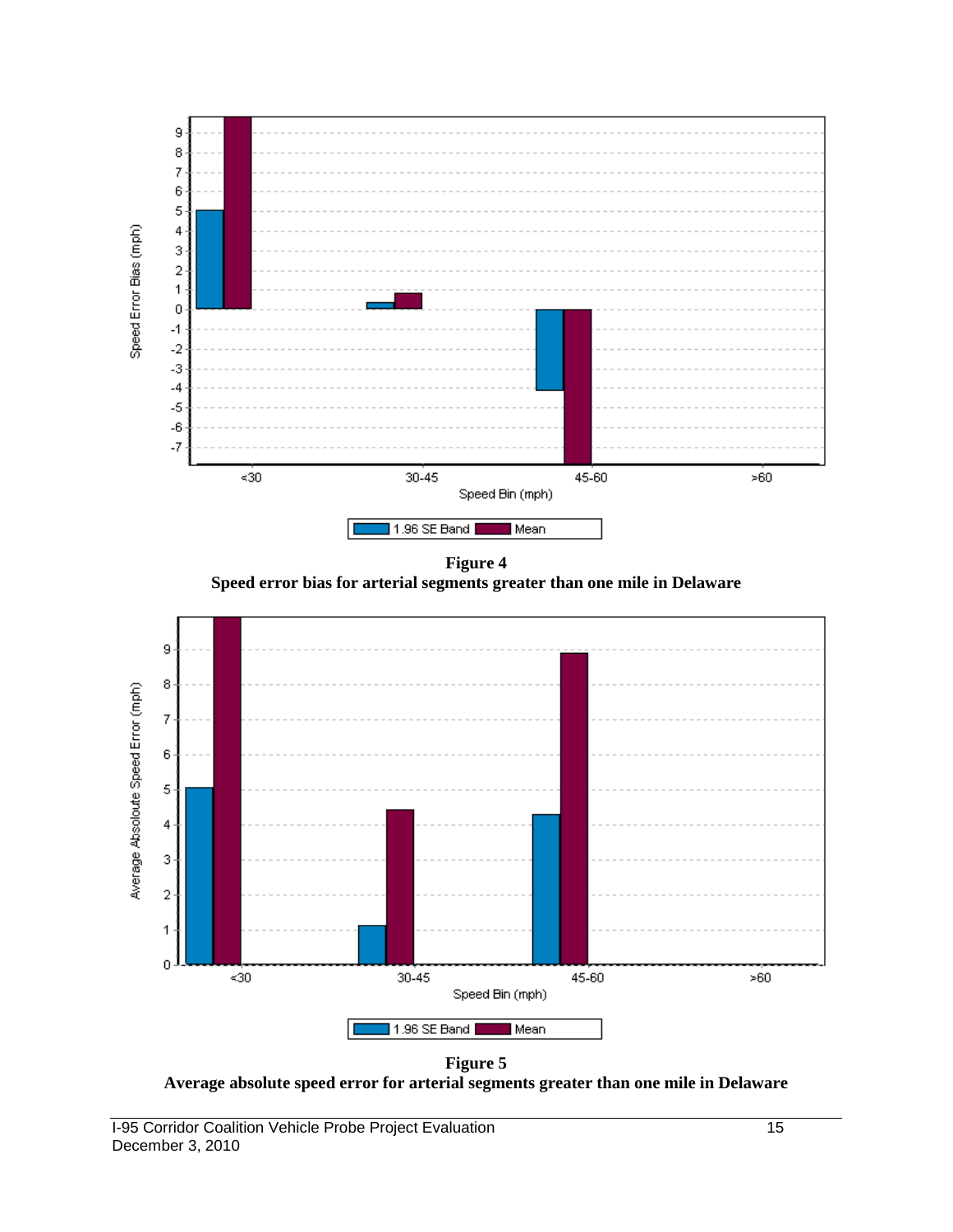Speed Error Bias (mph)

9
8
7
6
5
4
3
2
1
0
-1
-2
-3
-4
-5
-6
-7

<30
30-45
45-60
>60

Speed Bin (mph)

1.96 SE Band
Mean

**Figure 4**
**Speed error bias for arterial segments greater than one mile in Delaware**

Average Absoloute Speed Error (mph)

9
8
7
6
5
4
3
2
1
0

<30
30-45
45-60
>60

Speed Bin (mph)

1.96 SE Band
Mean

**Figure 5**
**Average absolute speed error for arterial segments greater than one mile in Delaware**